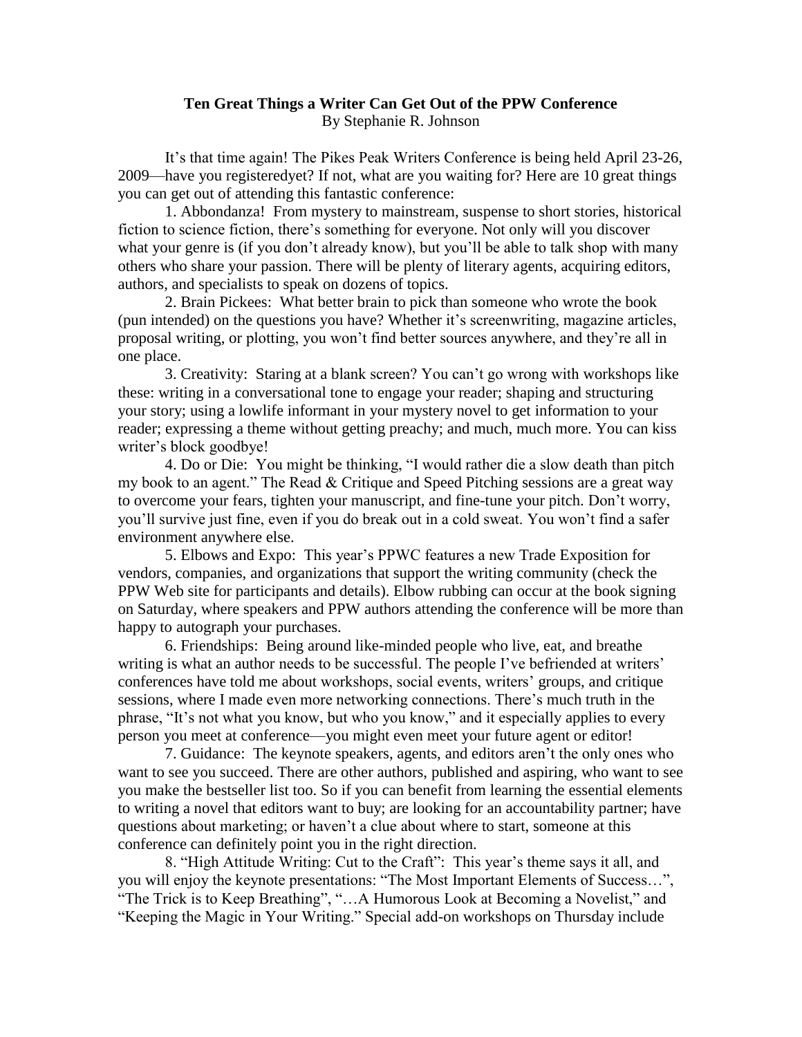**Ten Great Things a Writer Can Get Out of the PPW Conference**

By Stephanie R. Johnson

It's that time again! The Pikes Peak Writers Conference is being held April 23-26, 2009—have you registeredyet? If not, what are you waiting for? Here are 10 great things you can get out of attending this fantastic conference:

1. Abbondanza! From mystery to mainstream, suspense to short stories, historical fiction to science fiction, there's something for everyone. Not only will you discover what your genre is (if you don't already know), but you'll be able to talk shop with many others who share your passion. There will be plenty of literary agents, acquiring editors, authors, and specialists to speak on dozens of topics.

2. Brain Pickees: What better brain to pick than someone who wrote the book (pun intended) on the questions you have? Whether it's screenwriting, magazine articles, proposal writing, or plotting, you won't find better sources anywhere, and they're all in one place.

3. Creativity: Staring at a blank screen? You can't go wrong with workshops like these: writing in a conversational tone to engage your reader; shaping and structuring your story; using a lowlife informant in your mystery novel to get information to your reader; expressing a theme without getting preachy; and much, much more. You can kiss writer's block goodbye!

4. Do or Die: You might be thinking, "I would rather die a slow death than pitch my book to an agent." The Read & Critique and Speed Pitching sessions are a great way to overcome your fears, tighten your manuscript, and fine-tune your pitch. Don't worry, you'll survive just fine, even if you do break out in a cold sweat. You won't find a safer environment anywhere else.

5. Elbows and Expo: This year's PPWC features a new Trade Exposition for vendors, companies, and organizations that support the writing community (check the PPW Web site for participants and details). Elbow rubbing can occur at the book signing on Saturday, where speakers and PPW authors attending the conference will be more than happy to autograph your purchases.

6. Friendships: Being around like-minded people who live, eat, and breathe writing is what an author needs to be successful. The people I've befriended at writers' conferences have told me about workshops, social events, writers' groups, and critique sessions, where I made even more networking connections. There's much truth in the phrase, "It's not what you know, but who you know," and it especially applies to every person you meet at conference—you might even meet your future agent or editor!

7. Guidance: The keynote speakers, agents, and editors aren't the only ones who want to see you succeed. There are other authors, published and aspiring, who want to see you make the bestseller list too. So if you can benefit from learning the essential elements to writing a novel that editors want to buy; are looking for an accountability partner; have questions about marketing; or haven't a clue about where to start, someone at this conference can definitely point you in the right direction.

8. "High Attitude Writing: Cut to the Craft": This year's theme says it all, and you will enjoy the keynote presentations: "The Most Important Elements of Success…", "The Trick is to Keep Breathing", "…A Humorous Look at Becoming a Novelist," and "Keeping the Magic in Your Writing." Special add-on workshops on Thursday include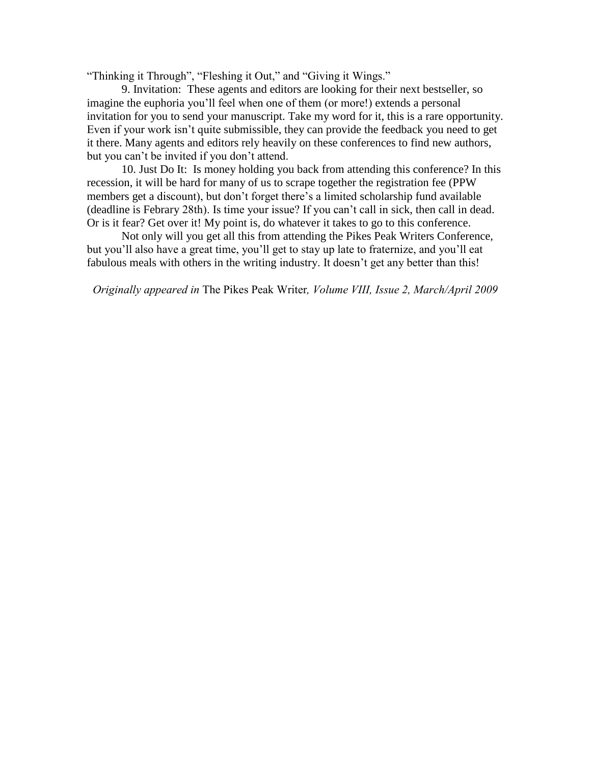"Thinking it Through", "Fleshing it Out," and "Giving it Wings."

9. Invitation: These agents and editors are looking for their next bestseller, so imagine the euphoria you'll feel when one of them (or more!) extends a personal invitation for you to send your manuscript. Take my word for it, this is a rare opportunity. Even if your work isn't quite submissible, they can provide the feedback you need to get it there. Many agents and editors rely heavily on these conferences to find new authors, but you can't be invited if you don't attend.

10. Just Do It: Is money holding you back from attending this conference? In this recession, it will be hard for many of us to scrape together the registration fee (PPW members get a discount), but don't forget there's a limited scholarship fund available (deadline is Febrary 28th). Is time your issue? If you can't call in sick, then call in dead. Or is it fear? Get over it! My point is, do whatever it takes to go to this conference.

Not only will you get all this from attending the Pikes Peak Writers Conference, but you'll also have a great time, you'll get to stay up late to fraternize, and you'll eat fabulous meals with others in the writing industry. It doesn't get any better than this!

*Originally appeared in* The Pikes Peak Writer*, Volume VIII, Issue 2, March/April 2009*